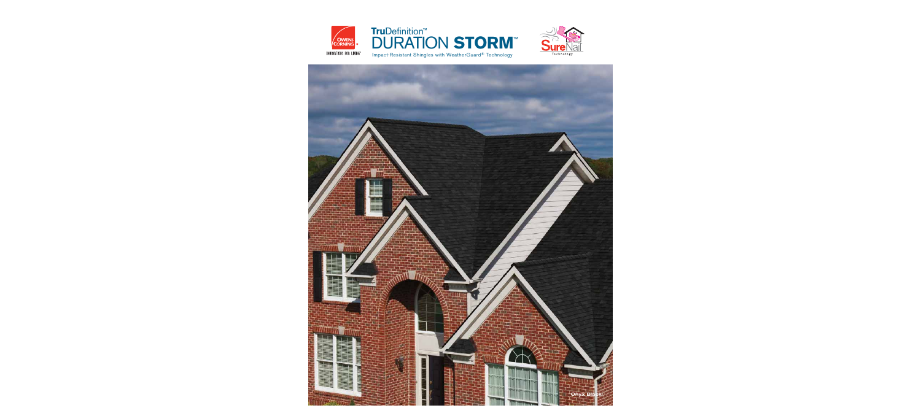# TruDefinition™ DURATION STORM™

Impact-Resistant Shingles with WeatherGuard® Technology

Onyx Black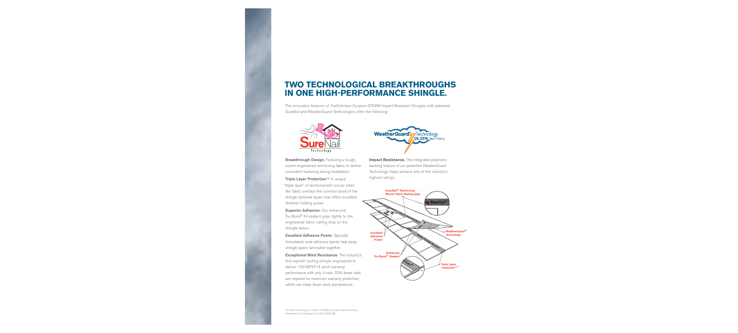# TWO TECHNOLOGICAL BREAKTHROUGHS IN ONE HIGH-PERFORMANCE SHINGLE.

The innovative features of *TruDefinition Duration STORM* Impact-Resistant Shingles with patented *SureNail* and *WeatherGuard* Technologies offer the following:

**Breakthrough Design.** Featuring a tough, woven engineered reinforcing fabric to deliver consistent fastening during installation.

**Triple Layer Protection.™** A unique "triple layer" of reinforcement occurs when the fabric overlays the common bond of the shingle laminate layers that offers excellent fastener holding power.

**Superior Adhesion.** Our enhanced Tru-Bond® ‡‡ sealant grips tightly to the engineered fabric nailing strip on the shingle below.

**Excellent Adhesive Power.** Specially formulated, wide adhesive bands help keep shingle layers laminated together.

**Exceptional Wind Resistance.** The industry's first asphalt roofing shingle engineered to deliver 130-MPH*/‡ wind warranty performance with only 4 nails. 33% fewer nails are required for maximum warranty protection, which can mean fewer deck penetrations.

**Impact Resistance.** The integrated polymeric backing feature of our patented *WeatherGuard* Technology helps achieve one of the industry's highest ratings.

SureNail® Reinforcing Woven Fabric Nailing Area

WeatherGuard® Technology

Excellent Adhesive Power

Enhanced Tru-Bond® Sealant

Triple Layer Protection™

*SureNail* Technology U.S. Patent 7,836,654 and other patents pending.
*WeatherGuard* Technology U.S. Patent 6,228,785.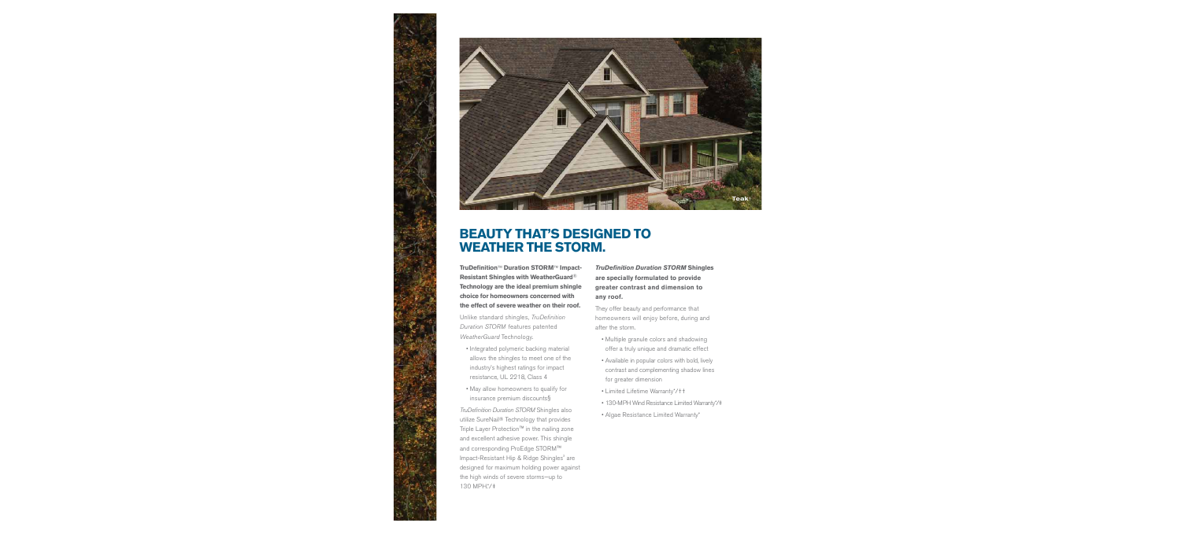Teak

# BEAUTY THAT'S DESIGNED TO WEATHER THE STORM.

**TruDefinition™ Duration STORM™ Impact-Resistant Shingles with WeatherGuard® Technology are the ideal premium shingle choice for homeowners concerned with the effect of severe weather on their roof.**

Unlike standard shingles, *TruDefinition Duration STORM* features patented *WeatherGuard* Technology.

- Integrated polymeric backing material allows the shingles to meet one of the industry's highest ratings for impact resistance, UL 2218, Class 4
- May allow homeowners to qualify for insurance premium discounts§

*TruDefinition Duration STORM* Shingles also utilize SureNail® Technology that provides Triple Layer Protection™ in the nailing zone and excellent adhesive power. This shingle and corresponding ProEdge STORM™ Impact-Resistant Hip & Ridge Shingles† are designed for maximum holding power against the high winds of severe storms—up to 130 MPH.*/‡

***TruDefinition Duration STORM* Shingles are specially formulated to provide greater contrast and dimension to any roof.**

They offer beauty and performance that homeowners will enjoy before, during and after the storm.

- Multiple granule colors and shadowing offer a truly unique and dramatic effect
- Available in popular colors with bold, lively contrast and complementing shadow lines for greater dimension
- Limited Lifetime Warranty*/††
- 130-MPH Wind Resistance Limited Warranty*/‡
- Algae Resistance Limited Warranty*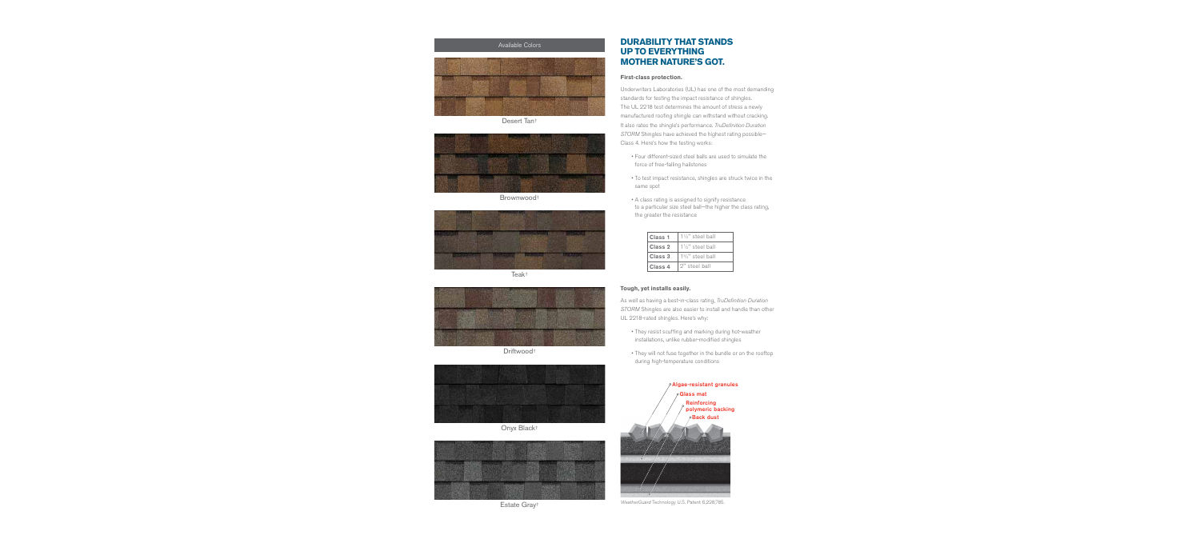Available Colors

Desert Tan†

Brownwood†

Teak†

Driftwood†

Onyx Black†

Estate Gray†

## DURABILITY THAT STANDS UP TO EVERYTHING MOTHER NATURE'S GOT.

**First-class protection.**

Underwriters Laboratories (UL) has one of the most demanding standards for testing the impact resistance of shingles. The UL 2218 test determines the amount of stress a newly manufactured roofing shingle can withstand without cracking. It also rates the shingle's performance. *TruDefinition Duration STORM* Shingles have achieved the highest rating possible—Class 4. Here's how the testing works:

- Four different-sized steel balls are used to simulate the force of free-falling hailstones
- To test impact resistance, shingles are struck twice in the same spot
- A class rating is assigned to signify resistance to a particular size steel ball—the higher the class rating, the greater the resistance

| | |
|---|---|
| Class 1 | 1¼" steel ball |
| Class 2 | 1½" steel ball |
| Class 3 | 1¾" steel ball |
| Class 4 | 2" steel ball |

**Tough, yet installs easily.**

As well as having a best-in-class rating, *TruDefinition Duration STORM* Shingles are also easier to install and handle than other UL 2218-rated shingles. Here's why:

- They resist scuffing and marking during hot-weather installations, unlike rubber-modified shingles
- They will not fuse together in the bundle or on the rooftop during high-temperature conditions

Algae-resistant granules
Glass mat
Reinforcing polymeric backing
Back dust

*WeatherGuard* Technology U.S. Patent 6,228,785.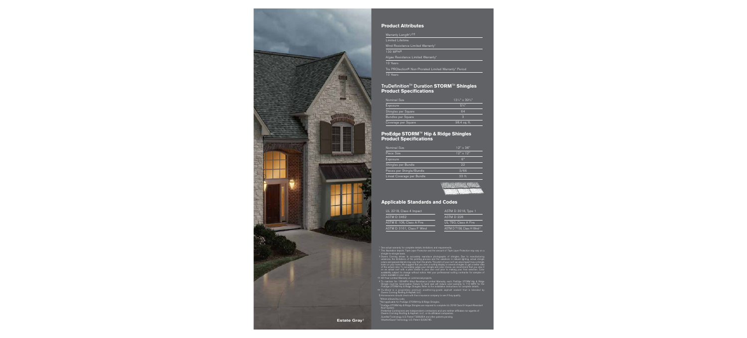## Product Attributes

| | |
|---|---|
| Warranty Length*/†† | |
| Limited Lifetime | |
| Wind Resistance Limited Warranty* | |
| 130 MPH‡ | |
| Algae Resistance Limited Warranty* | |
| 10 Years | |
| Tru PROtection® Non-Prorated Limited Warranty* Period | |
| 10 Years | |

## TruDefinition™ Duration STORM™ Shingles Product Specifications

| | |
|---|---|
| Nominal Size | 13¼" x 39⅜" |
| Exposure | 5⅝" |
| Shingles per Square | 64 |
| Bundles per Square | 3 |
| Coverage per Square | 98.4 sq. ft. |

## ProEdge STORM™ Hip & Ridge Shingles Product Specifications

| | |
|---|---|
| Nominal Size | 12" x 36" |
| Piece Size | 12" x 12" |
| Exposure | 6" |
| Shingles per Bundle | 22 |
| Pieces per Shingle/Bundle | 3/66 |
| Lineal Coverage per Bundle | 33 ft. |

## Applicable Standards and Codes

| | |
|---|---|
| UL 2218, Class 4 Impact | ASTM D 3018, Type 1 |
| ASTM D 3462 | ASTM D 228 |
| ASTM E 108, Class A Fire | UL 790, Class A Fire |
| ASTM D 3161, Class F Wind | ASTM D 7158, Class H Wind+ |

\* See actual warranty for complete details, limitations and requirements.

\*\* This illustration depicts Triple Layer Protection and the amount of Triple Layer Protection may vary on a shingle-by-shingle basis.

† Owens Corning strives to accurately reproduce photographs of shingles. Due to manufacturing variances, the limitations of the printing process and the variations in natural lighting, actual shingle colors and granule blends may vary from the photo. The pitch of your roof can also impact how a shingle looks on your home. We suggest that you view a roofing display or several shingles to get a better idea of the actual color. To accurately judge your shingle and color choice, we recommend that you view it on an actual roof with a pitch similar to your own roof prior to making your final selection. Color availability subject to change without notice. Ask your professional roofing contractor for samples of colors available in your area.

†† 40-Year Limited Warranty on commercial projects.

‡ To maintain the 130-MPH Wind Resistance Limited Warranty, each ProEdge STORM Hip & Ridge Shingle must be hand-sealed. Failure to hand seal will reduce wind warranty to 110 MPH for the ProEdge STORM Hip & Ridge Shingles. Refer to the installation instructions for complete details.

‡‡ Tru-Bond is a proprietary, premium weathering-grade asphalt sealant that is blended by Owens Corning Roofing & Asphalt, LLC.

§ Homeowners should check with their insurance company to see if they qualify.

^Where allowed by code.

+Not applicable for ProEdge STORM Hip & Ridge Shingles.

¹ ProEdge STORM Hip & Ridge Shingles are required to complete UL 2218 Class IV Impact-Resistant Roof System.

Preferred Contractors are independent contractors and are neither affiliates nor agents of Owens Corning Roofing & Asphalt, LLC, or its affiliated companies.

SureNail Technology U.S. Patent 7,836,654 and other patents pending.

WeatherGuard Technology U.S. Patent 8,206,795.

Estate Gray†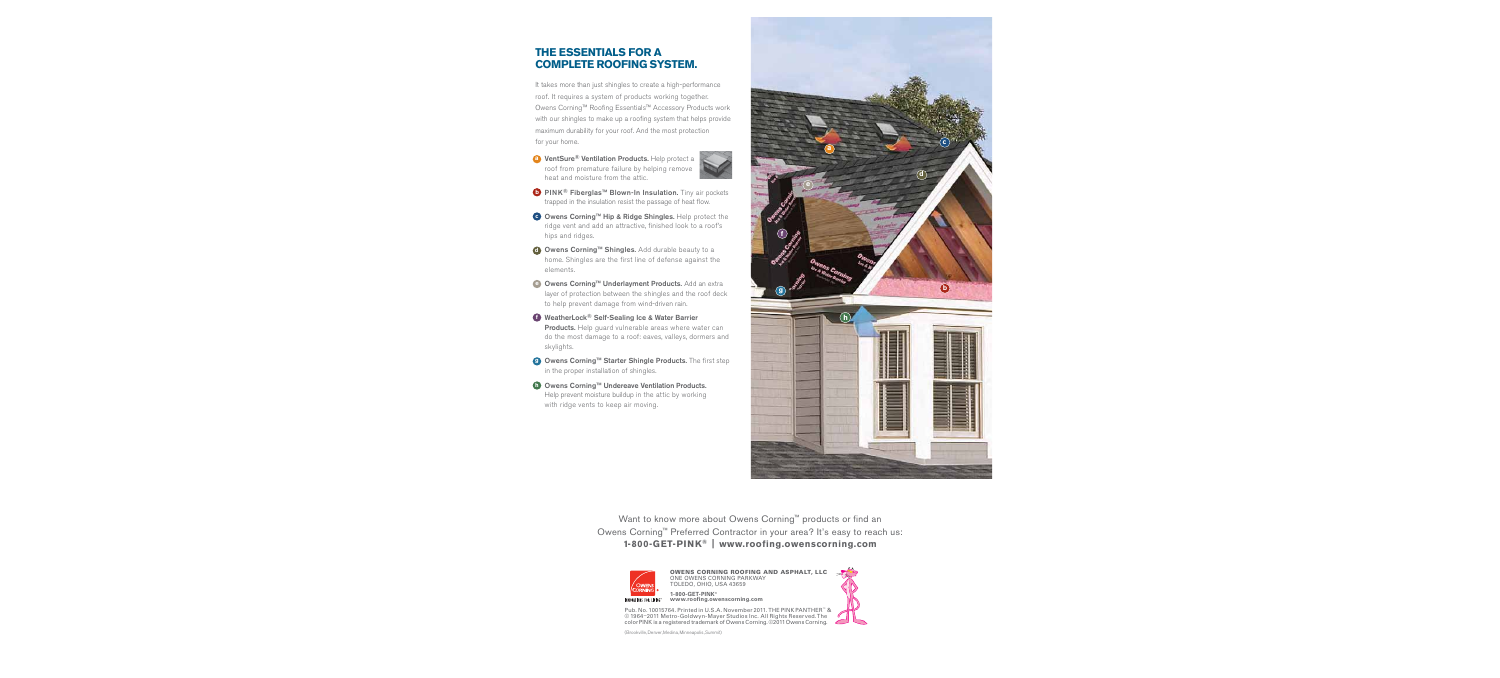## THE ESSENTIALS FOR A COMPLETE ROOFING SYSTEM.

It takes more than just shingles to create a high-performance roof. It requires a system of products working together. Owens Corning™ Roofing Essentials™ Accessory Products work with our shingles to make up a roofing system that helps provide maximum durability for your roof. And the most protection for your home.

- **a** **VentSure® Ventilation Products.** Help protect a roof from premature failure by helping remove heat and moisture from the attic.
- **b** **PINK® Fiberglas™ Blown-In Insulation.** Tiny air pockets trapped in the insulation resist the passage of heat flow.
- **c** **Owens Corning™ Hip & Ridge Shingles.** Help protect the ridge vent and add an attractive, finished look to a roof's hips and ridges.
- **d** **Owens Corning™ Shingles.** Add durable beauty to a home. Shingles are the first line of defense against the elements.
- **e** **Owens Corning™ Underlayment Products.** Add an extra layer of protection between the shingles and the roof deck to help prevent damage from wind-driven rain.
- **f** **WeatherLock® Self-Sealing Ice & Water Barrier Products.** Help guard vulnerable areas where water can do the most damage to a roof: eaves, valleys, dormers and skylights.
- **g** **Owens Corning™ Starter Shingle Products.** The first step in the proper installation of shingles.
- **h** **Owens Corning™ Undereave Ventilation Products.** Help prevent moisture buildup in the attic by working with ridge vents to keep air moving.

Want to know more about Owens Corning™ products or find an Owens Corning™ Preferred Contractor in your area? It's easy to reach us:
**1-800-GET-PINK® | www.roofing.owenscorning.com**

**OWENS CORNING ROOFING AND ASPHALT, LLC**
ONE OWENS CORNING PARKWAY
TOLEDO, OHIO, USA 43659

**1-800-GET-PINK®**
**www.roofing.owenscorning.com**

Pub. No. 10015764. Printed in U.S.A. November 2011. THE PINK PANTHER™ & © 1964–2011 Metro-Goldwyn-Mayer Studios Inc. All Rights Reserved. The color PINK is a registered trademark of Owens Corning. ©2011 Owens Corning.

*(Brookville/Denver/Medina/Minneapolis/Summit)*